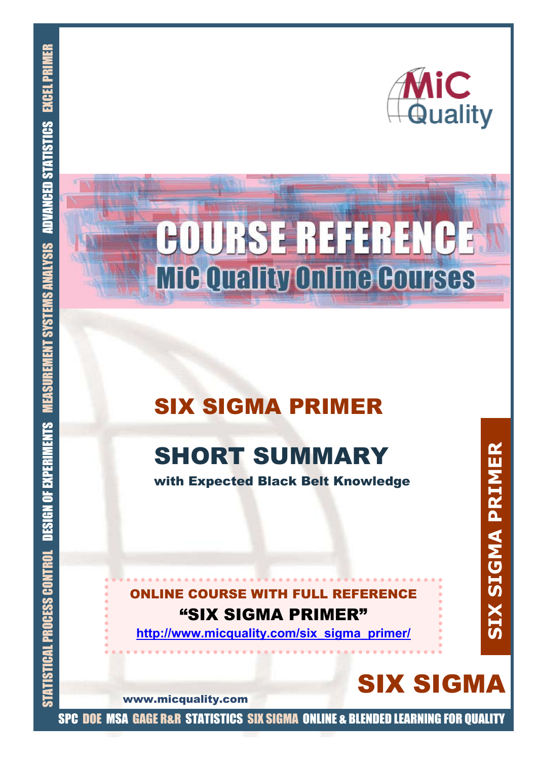MiC Quality

# COURSE REFERENCE

## MiC Quality Online Courses

# SIX SIGMA PRIMER

# SHORT SUMMARY

**with Expected Black Belt Knowledge**

**ONLINE COURSE WITH FULL REFERENCE**

**"SIX SIGMA PRIMER"**

http://www.micquality.com/six_sigma_primer/

SIX SIGMA PRIMER

SIX SIGMA

www.micquality.com

STATISTICAL PROCESS CONTROL DESIGN OF EXPERIMENTS MEASUREMENT SYSTEMS ANALYSIS ADVANCED STATISTICS EXCEL PRIMER

SPC DOE MSA GAGE R&R STATISTICS SIX SIGMA ONLINE & BLENDED LEARNING FOR QUALITY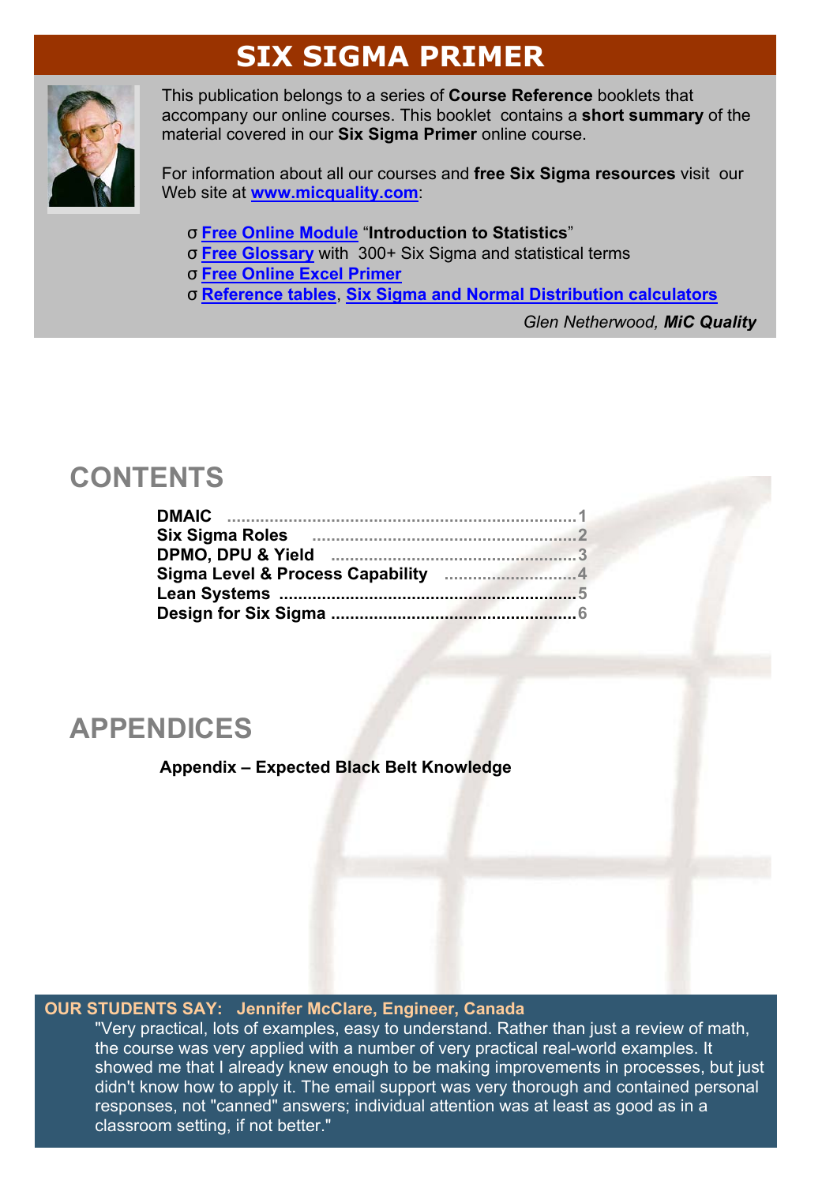# SIX SIGMA PRIMER

This publication belongs to a series of **Course Reference** booklets that accompany our online courses. This booklet contains a **short summary** of the material covered in our **Six Sigma Primer** online course.

For information about all our courses and **free Six Sigma resources** visit our Web site at **www.micquality.com**:

- σ **Free Online Module** "**Introduction to Statistics**"
- σ **Free Glossary** with 300+ Six Sigma and statistical terms
- σ **Free Online Excel Primer**
- σ **Reference tables**, **Six Sigma and Normal Distribution calculators**

*Glen Netherwood, **MiC Quality***

## CONTENTS

**DMAIC** .......... 1
**Six Sigma Roles** .......... 2
**DPMO, DPU & Yield** .......... 3
**Sigma Level & Process Capability** .......... 4
**Lean Systems** .......... 5
**Design for Six Sigma** .......... 6

## APPENDICES

**Appendix – Expected Black Belt Knowledge**

**OUR STUDENTS SAY: Jennifer McClare, Engineer, Canada**

"Very practical, lots of examples, easy to understand. Rather than just a review of math, the course was very applied with a number of very practical real-world examples. It showed me that I already knew enough to be making improvements in processes, but just didn't know how to apply it. The email support was very thorough and contained personal responses, not "canned" answers; individual attention was at least as good as in a classroom setting, if not better."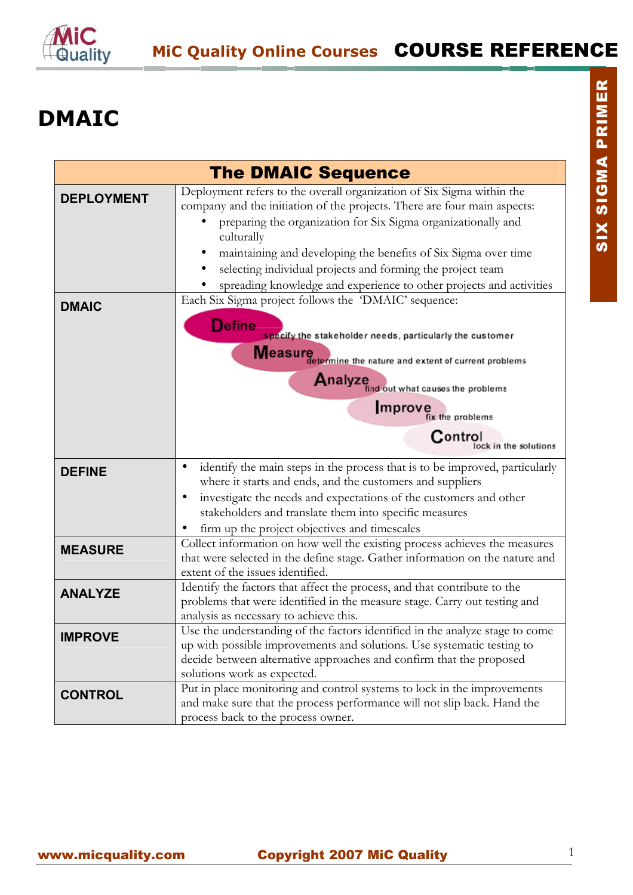# DMAIC

| The DMAIC Sequence | |
|---|---|
| **DEPLOYMENT** | Deployment refers to the overall organization of Six Sigma within the company and the initiation of the projects. There are four main aspects:<br>• preparing the organization for Six Sigma organizationally and culturally<br>• maintaining and developing the benefits of Six Sigma over time<br>• selecting individual projects and forming the project team<br>• spreading knowledge and experience to other projects and activities |
| **DMAIC** | Each Six Sigma project follows the 'DMAIC' sequence:<br>**Define** specify the stakeholder needs, particularly the customer<br>**Measure** determine the nature and extent of current problems<br>**Analyze** find out what causes the problems<br>**Improve** fix the problems<br>**Control** lock in the solutions |
| **DEFINE** | • identify the main steps in the process that is to be improved, particularly where it starts and ends, and the customers and suppliers<br>• investigate the needs and expectations of the customers and other stakeholders and translate them into specific measures<br>• firm up the project objectives and timescales |
| **MEASURE** | Collect information on how well the existing process achieves the measures that were selected in the define stage. Gather information on the nature and extent of the issues identified. |
| **ANALYZE** | Identify the factors that affect the process, and that contribute to the problems that were identified in the measure stage. Carry out testing and analysis as necessary to achieve this. |
| **IMPROVE** | Use the understanding of the factors identified in the analyze stage to come up with possible improvements and solutions. Use systematic testing to decide between alternative approaches and confirm that the proposed solutions work as expected. |
| **CONTROL** | Put in place monitoring and control systems to lock in the improvements and make sure that the process performance will not slip back. Hand the process back to the process owner. |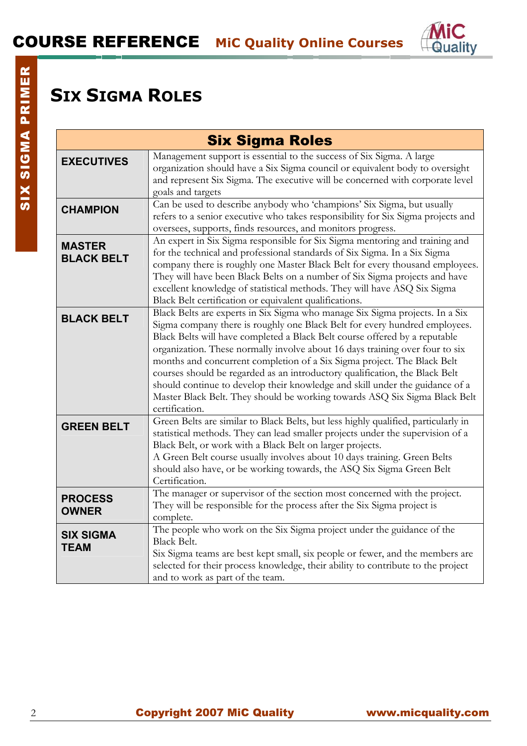# Six Sigma Roles

| Six Sigma Roles | |
|---|---|
| **EXECUTIVES** | Management support is essential to the success of Six Sigma. A large organization should have a Six Sigma council or equivalent body to oversight and represent Six Sigma. The executive will be concerned with corporate level goals and targets |
| **CHAMPION** | Can be used to describe anybody who 'champions' Six Sigma, but usually refers to a senior executive who takes responsibility for Six Sigma projects and oversees, supports, finds resources, and monitors progress. |
| **MASTER BLACK BELT** | An expert in Six Sigma responsible for Six Sigma mentoring and training and for the technical and professional standards of Six Sigma. In a Six Sigma company there is roughly one Master Black Belt for every thousand employees. They will have been Black Belts on a number of Six Sigma projects and have excellent knowledge of statistical methods. They will have ASQ Six Sigma Black Belt certification or equivalent qualifications. |
| **BLACK BELT** | Black Belts are experts in Six Sigma who manage Six Sigma projects. In a Six Sigma company there is roughly one Black Belt for every hundred employees. Black Belts will have completed a Black Belt course offered by a reputable organization. These normally involve about 16 days training over four to six months and concurrent completion of a Six Sigma project. The Black Belt courses should be regarded as an introductory qualification, the Black Belt should continue to develop their knowledge and skill under the guidance of a Master Black Belt. They should be working towards ASQ Six Sigma Black Belt certification. |
| **GREEN BELT** | Green Belts are similar to Black Belts, but less highly qualified, particularly in statistical methods. They can lead smaller projects under the supervision of a Black Belt, or work with a Black Belt on larger projects. A Green Belt course usually involves about 10 days training. Green Belts should also have, or be working towards, the ASQ Six Sigma Green Belt Certification. |
| **PROCESS OWNER** | The manager or supervisor of the section most concerned with the project. They will be responsible for the process after the Six Sigma project is complete. |
| **SIX SIGMA TEAM** | The people who work on the Six Sigma project under the guidance of the Black Belt. Six Sigma teams are best kept small, six people or fewer, and the members are selected for their process knowledge, their ability to contribute to the project and to work as part of the team. |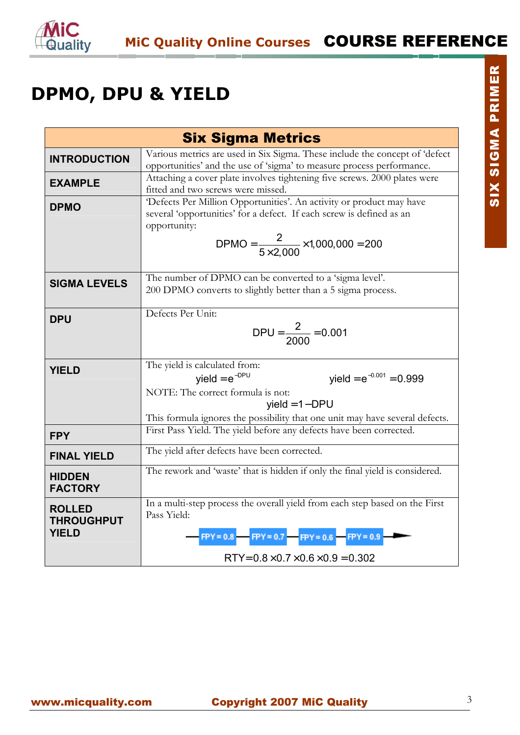# DPMO, DPU & YIELD

| Six Sigma Metrics | |
|---|---|
| **INTRODUCTION** | Various metrics are used in Six Sigma. These include the concept of 'defect opportunities' and the use of 'sigma' to measure process performance. |
| **EXAMPLE** | Attaching a cover plate involves tightening five screws. 2000 plates were fitted and two screws were missed. |
| **DPMO** | 'Defects Per Million Opportunities'. An activity or product may have several 'opportunities' for a defect. If each screw is defined as an opportunity: $$\text{DPMO} = \frac{2}{5 \times 2{,}000} \times 1{,}000{,}000 = 200$$ |
| **SIGMA LEVELS** | The number of DPMO can be converted to a 'sigma level'. 200 DPMO converts to slightly better than a 5 sigma process. |
| **DPU** | Defects Per Unit: $$\text{DPU} = \frac{2}{2000} = 0.001$$ |
| **YIELD** | The yield is calculated from: $\text{yield} = e^{-\text{DPU}}$ $\quad \text{yield} = e^{-0.001} = 0.999$ NOTE: The correct formula is not: $$\text{yield} = 1 - \text{DPU}$$ This formula ignores the possibility that one unit may have several defects. |
| **FPY** | First Pass Yield. The yield before any defects have been corrected. |
| **FINAL YIELD** | The yield after defects have been corrected. |
| **HIDDEN FACTORY** | The rework and 'waste' that is hidden if only the final yield is considered. |
| **ROLLED THROUGHPUT YIELD** | In a multi-step process the overall yield from each step based on the First Pass Yield: FPY = 0.8 → FPY = 0.7 → FPY = 0.6 → FPY = 0.9 → $$\text{RTY} = 0.8 \times 0.7 \times 0.6 \times 0.9 = 0.302$$ |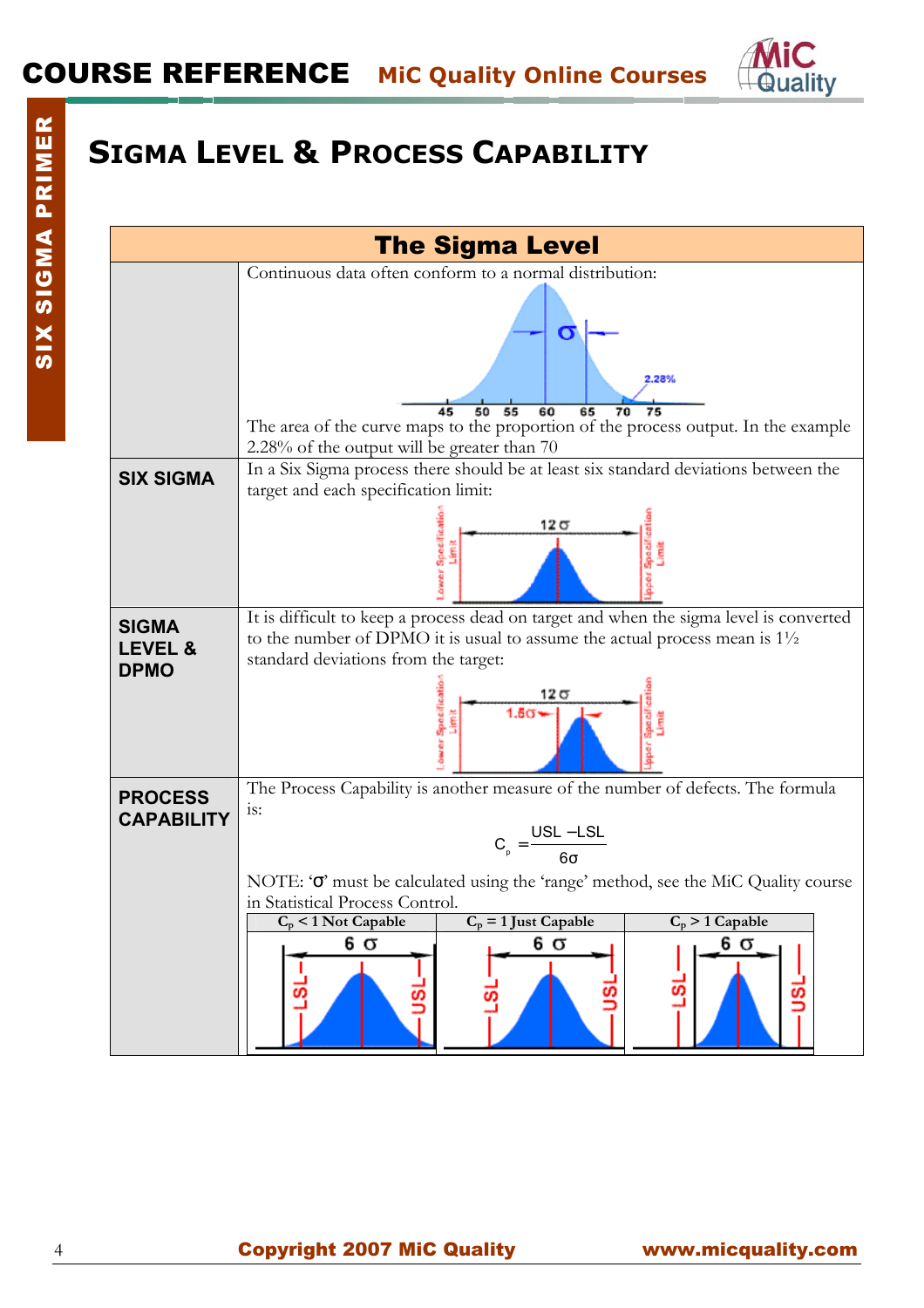# Sigma Level & Process Capability

## The Sigma Level

Continuous data often conform to a normal distribution:

The area of the curve maps to the proportion of the process output. In the example 2.28% of the output will be greater than 70

**SIX SIGMA**

In a Six Sigma process there should be at least six standard deviations between the target and each specification limit:

**SIGMA LEVEL & DPMO**

It is difficult to keep a process dead on target and when the sigma level is converted to the number of DPMO it is usual to assume the actual process mean is 1½ standard deviations from the target:

**PROCESS CAPABILITY**

The Process Capability is another measure of the number of defects. The formula is:

$$C_p = \frac{USL - LSL}{6\sigma}$$

NOTE: 'σ' must be calculated using the 'range' method, see the MiC Quality course in Statistical Process Control.

| $C_p < 1$ Not Capable | $C_p = 1$ Just Capable | $C_p > 1$ Capable |
|---|---|---|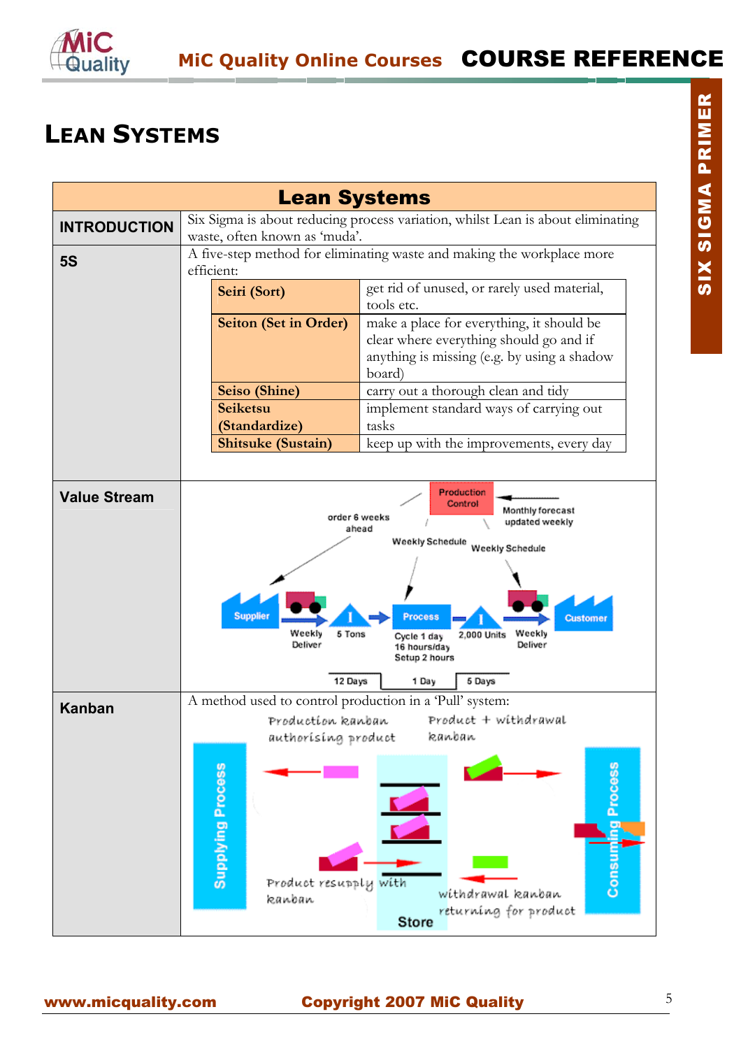# LEAN SYSTEMS

| Lean Systems | |
|---|---|
| **INTRODUCTION** | Six Sigma is about reducing process variation, whilst Lean is about eliminating waste, often known as 'muda'. |
| **5S** | A five-step method for eliminating waste and making the workplace more efficient:<br>**Seiri (Sort)** – get rid of unused, or rarely used material, tools etc.<br>**Seiton (Set in Order)** – make a place for everything, it should be clear where everything should go and if anything is missing (e.g. by using a shadow board)<br>**Seiso (Shine)** – carry out a thorough clean and tidy<br>**Seiketsu (Standardize)** – implement standard ways of carrying out tasks<br>**Shitsuke (Sustain)** – keep up with the improvements, every day |
| **Value Stream** | Production Control; Monthly forecast updated weekly; order 6 weeks ahead; Weekly Schedule; Weekly Schedule; Supplier; Weekly Deliver; 5 Tons; Process: Cycle 1 day, 16 hours/day, Setup 2 hours; 2,000 Units; Weekly Deliver; Customer; 12 Days; 1 Day; 5 Days |
| **Kanban** | A method used to control production in a 'Pull' system:<br>Production kanban authorising product; Product + withdrawal kanban; Supplying Process; Store; Consuming Process; Product resupply with kanban; withdrawal kanban returning for product |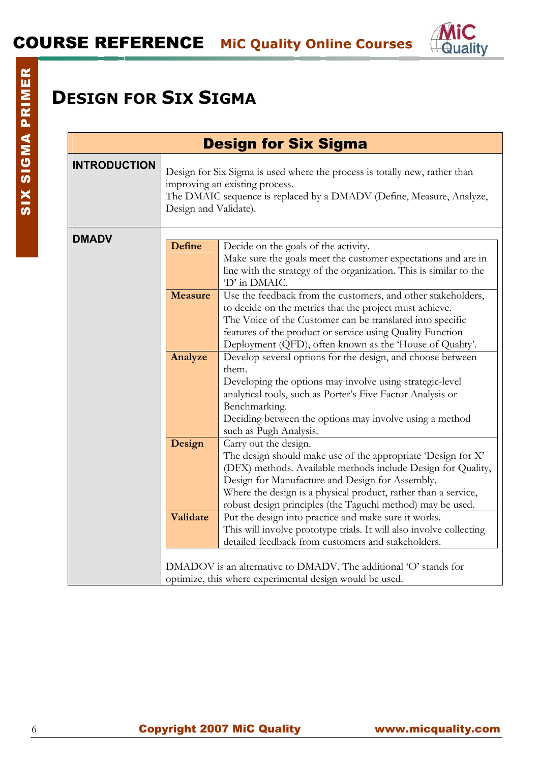# Design for Six Sigma

| Design for Six Sigma | |
|---|---|
| **INTRODUCTION** | Design for Six Sigma is used where the process is totally new, rather than improving an existing process.<br>The DMAIC sequence is replaced by a DMADV (Define, Measure, Analyze, Design and Validate). |
| **DMADV** | **Define**: Decide on the goals of the activity.<br>Make sure the goals meet the customer expectations and are in line with the strategy of the organization. This is similar to the 'D' in DMAIC.<br><br>**Measure**: Use the feedback from the customers, and other stakeholders, to decide on the metrics that the project must achieve.<br>The Voice of the Customer can be translated into specific features of the product or service using Quality Function Deployment (QFD), often known as the 'House of Quality'.<br><br>**Analyze**: Develop several options for the design, and choose between them.<br>Developing the options may involve using strategic-level analytical tools, such as Porter's Five Factor Analysis or Benchmarking.<br>Deciding between the options may involve using a method such as Pugh Analysis.<br><br>**Design**: Carry out the design.<br>The design should make use of the appropriate 'Design for X' (DFX) methods. Available methods include Design for Quality, Design for Manufacture and Design for Assembly.<br>Where the design is a physical product, rather than a service, robust design principles (the Taguchi method) may be used.<br><br>**Validate**: Put the design into practice and make sure it works.<br>This will involve prototype trials. It will also involve collecting detailed feedback from customers and stakeholders.<br><br>DMADOV is an alternative to DMADV. The additional 'O' stands for optimize, this where experimental design would be used. |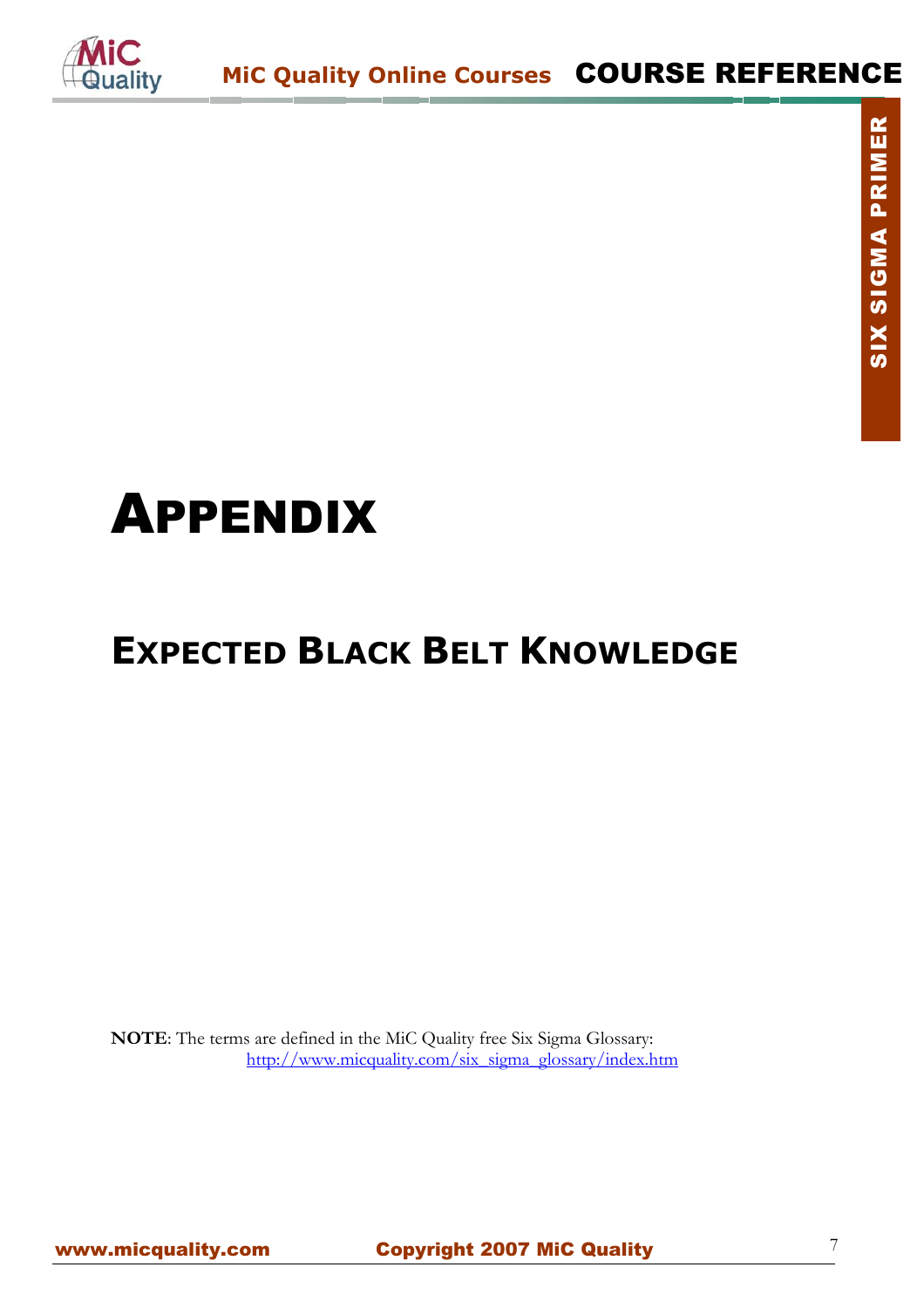# APPENDIX

## EXPECTED BLACK BELT KNOWLEDGE

**NOTE**: The terms are defined in the MiC Quality free Six Sigma Glossary:
http://www.micquality.com/six_sigma_glossary/index.htm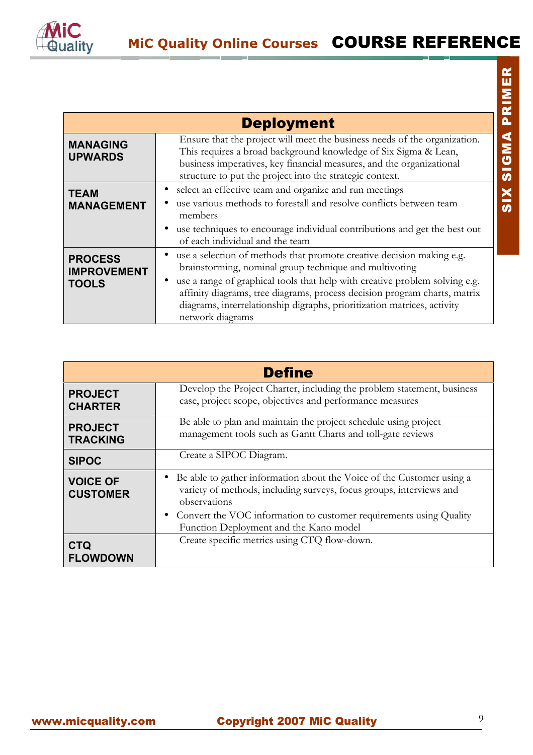| Deployment | |
|---|---|
| **MANAGING UPWARDS** | Ensure that the project will meet the business needs of the organization. This requires a broad background knowledge of Six Sigma & Lean, business imperatives, key financial measures, and the organizational structure to put the project into the strategic context. |
| **TEAM MANAGEMENT** | • select an effective team and organize and run meetings<br>• use various methods to forestall and resolve conflicts between team members<br>• use techniques to encourage individual contributions and get the best out of each individual and the team |
| **PROCESS IMPROVEMENT TOOLS** | • use a selection of methods that promote creative decision making e.g. brainstorming, nominal group technique and multivoting<br>• use a range of graphical tools that help with creative problem solving e.g. affinity diagrams, tree diagrams, process decision program charts, matrix diagrams, interrelationship digraphs, prioritization matrices, activity network diagrams |

| Define | |
|---|---|
| **PROJECT CHARTER** | Develop the Project Charter, including the problem statement, business case, project scope, objectives and performance measures |
| **PROJECT TRACKING** | Be able to plan and maintain the project schedule using project management tools such as Gantt Charts and toll-gate reviews |
| **SIPOC** | Create a SIPOC Diagram. |
| **VOICE OF CUSTOMER** | • Be able to gather information about the Voice of the Customer using a variety of methods, including surveys, focus groups, interviews and observations<br>• Convert the VOC information to customer requirements using Quality Function Deployment and the Kano model |
| **CTQ FLOWDOWN** | Create specific metrics using CTQ flow-down. |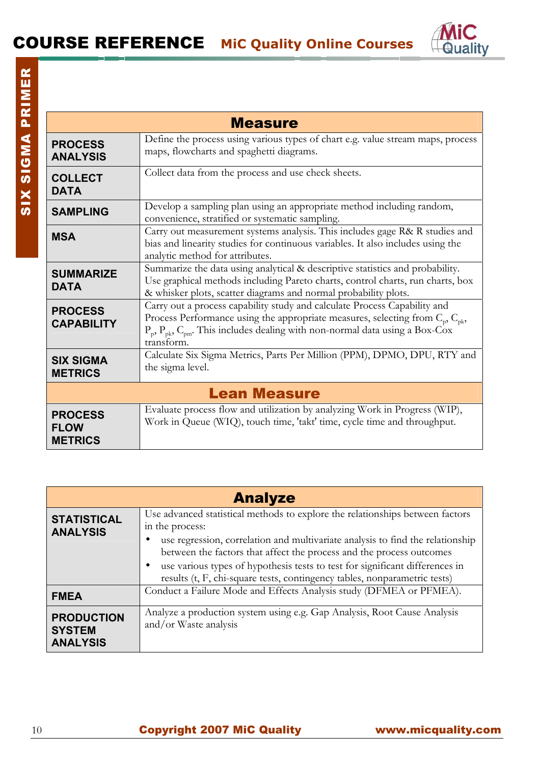| Measure | |
|---|---|
| **PROCESS ANALYSIS** | Define the process using various types of chart e.g. value stream maps, process maps, flowcharts and spaghetti diagrams. |
| **COLLECT DATA** | Collect data from the process and use check sheets. |
| **SAMPLING** | Develop a sampling plan using an appropriate method including random, convenience, stratified or systematic sampling. |
| **MSA** | Carry out measurement systems analysis. This includes gage R& R studies and bias and linearity studies for continuous variables. It also includes using the analytic method for attributes. |
| **SUMMARIZE DATA** | Summarize the data using analytical & descriptive statistics and probability. Use graphical methods including Pareto charts, control charts, run charts, box & whisker plots, scatter diagrams and normal probability plots. |
| **PROCESS CAPABILITY** | Carry out a process capability study and calculate Process Capability and Process Performance using the appropriate measures, selecting from $C_p$, $C_{pk}$, $P_p$, $P_{pk}$, $C_{pm}$. This includes dealing with non-normal data using a Box-Cox transform. |
| **SIX SIGMA METRICS** | Calculate Six Sigma Metrics, Parts Per Million (PPM), DPMO, DPU, RTY and the sigma level. |
| **Lean Measure** | |
| **PROCESS FLOW METRICS** | Evaluate process flow and utilization by analyzing Work in Progress (WIP), Work in Queue (WIQ), touch time, 'takt' time, cycle time and throughput. |

| Analyze | |
|---|---|
| **STATISTICAL ANALYSIS** | Use advanced statistical methods to explore the relationships between factors in the process:<br>• use regression, correlation and multivariate analysis to find the relationship between the factors that affect the process and the process outcomes<br>• use various types of hypothesis tests to test for significant differences in results (t, F, chi-square tests, contingency tables, nonparametric tests) |
| **FMEA** | Conduct a Failure Mode and Effects Analysis study (DFMEA or PFMEA). |
| **PRODUCTION SYSTEM ANALYSIS** | Analyze a production system using e.g. Gap Analysis, Root Cause Analysis and/or Waste analysis |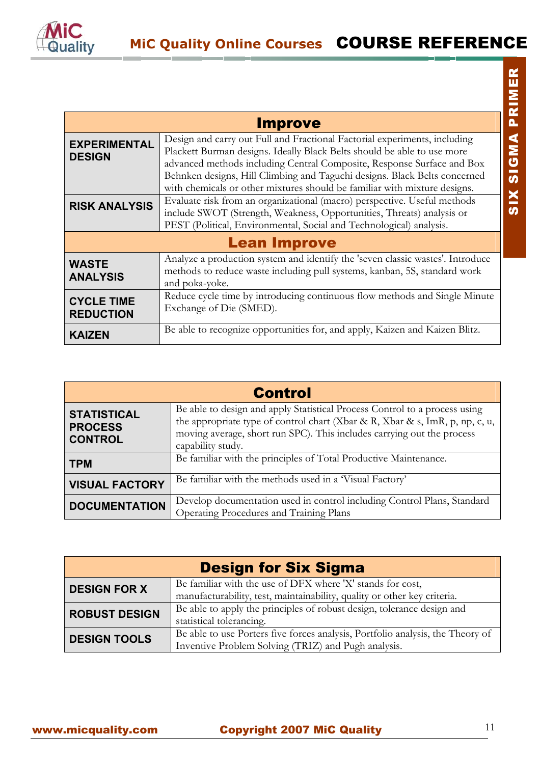| Improve | |
|---|---|
| **EXPERIMENTAL DESIGN** | Design and carry out Full and Fractional Factorial experiments, including Plackett Burman designs. Ideally Black Belts should be able to use more advanced methods including Central Composite, Response Surface and Box Behnken designs, Hill Climbing and Taguchi designs. Black Belts concerned with chemicals or other mixtures should be familiar with mixture designs. |
| **RISK ANALYSIS** | Evaluate risk from an organizational (macro) perspective. Useful methods include SWOT (Strength, Weakness, Opportunities, Threats) analysis or PEST (Political, Environmental, Social and Technological) analysis. |
| **Lean Improve** | |
| **WASTE ANALYSIS** | Analyze a production system and identify the 'seven classic wastes'. Introduce methods to reduce waste including pull systems, kanban, 5S, standard work and poka-yoke. |
| **CYCLE TIME REDUCTION** | Reduce cycle time by introducing continuous flow methods and Single Minute Exchange of Die (SMED). |
| **KAIZEN** | Be able to recognize opportunities for, and apply, Kaizen and Kaizen Blitz. |

| Control | |
|---|---|
| **STATISTICAL PROCESS CONTROL** | Be able to design and apply Statistical Process Control to a process using the appropriate type of control chart (Xbar & R, Xbar & s, ImR, p, np, c, u, moving average, short run SPC). This includes carrying out the process capability study. |
| **TPM** | Be familiar with the principles of Total Productive Maintenance. |
| **VISUAL FACTORY** | Be familiar with the methods used in a 'Visual Factory' |
| **DOCUMENTATION** | Develop documentation used in control including Control Plans, Standard Operating Procedures and Training Plans |

| Design for Six Sigma | |
|---|---|
| **DESIGN FOR X** | Be familiar with the use of DFX where 'X' stands for cost, manufacturability, test, maintainability, quality or other key criteria. |
| **ROBUST DESIGN** | Be able to apply the principles of robust design, tolerance design and statistical tolerancing. |
| **DESIGN TOOLS** | Be able to use Porters five forces analysis, Portfolio analysis, the Theory of Inventive Problem Solving (TRIZ) and Pugh analysis. |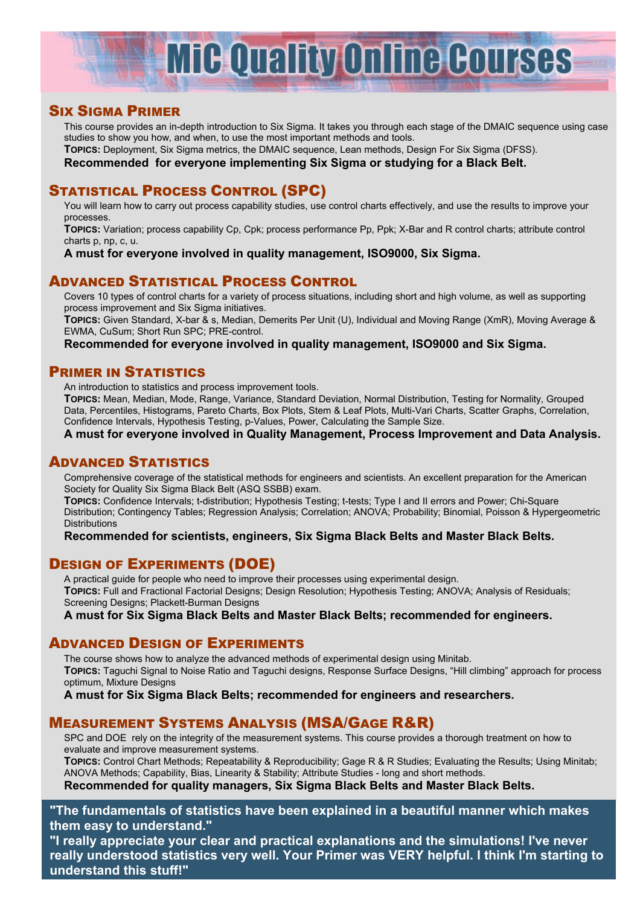# MiC Quality Online Courses

## Six Sigma Primer

This course provides an in-depth introduction to Six Sigma. It takes you through each stage of the DMAIC sequence using case studies to show you how, and when, to use the most important methods and tools.

**Topics:** Deployment, Six Sigma metrics, the DMAIC sequence, Lean methods, Design For Six Sigma (DFSS).

**Recommended for everyone implementing Six Sigma or studying for a Black Belt.**

## Statistical Process Control (SPC)

You will learn how to carry out process capability studies, use control charts effectively, and use the results to improve your processes.

**Topics:** Variation; process capability Cp, Cpk; process performance Pp, Ppk; X-Bar and R control charts; attribute control charts p, np, c, u.

**A must for everyone involved in quality management, ISO9000, Six Sigma.**

## Advanced Statistical Process Control

Covers 10 types of control charts for a variety of process situations, including short and high volume, as well as supporting process improvement and Six Sigma initiatives.

**Topics:** Given Standard, X-bar & s, Median, Demerits Per Unit (U), Individual and Moving Range (XmR), Moving Average & EWMA, CuSum; Short Run SPC; PRE-control.

**Recommended for everyone involved in quality management, ISO9000 and Six Sigma.**

## Primer in Statistics

An introduction to statistics and process improvement tools.

**Topics:** Mean, Median, Mode, Range, Variance, Standard Deviation, Normal Distribution, Testing for Normality, Grouped Data, Percentiles, Histograms, Pareto Charts, Box Plots, Stem & Leaf Plots, Multi-Vari Charts, Scatter Graphs, Correlation, Confidence Intervals, Hypothesis Testing, p-Values, Power, Calculating the Sample Size.

**A must for everyone involved in Quality Management, Process Improvement and Data Analysis.**

## Advanced Statistics

Comprehensive coverage of the statistical methods for engineers and scientists. An excellent preparation for the American Society for Quality Six Sigma Black Belt (ASQ SSBB) exam.

**Topics:** Confidence Intervals; t-distribution; Hypothesis Testing; t-tests; Type I and II errors and Power; Chi-Square Distribution; Contingency Tables; Regression Analysis; Correlation; ANOVA; Probability; Binomial, Poisson & Hypergeometric Distributions

**Recommended for scientists, engineers, Six Sigma Black Belts and Master Black Belts.**

## Design of Experiments (DOE)

A practical guide for people who need to improve their processes using experimental design.

**Topics:** Full and Fractional Factorial Designs; Design Resolution; Hypothesis Testing; ANOVA; Analysis of Residuals; Screening Designs; Plackett-Burman Designs

**A must for Six Sigma Black Belts and Master Black Belts; recommended for engineers.**

## Advanced Design of Experiments

The course shows how to analyze the advanced methods of experimental design using Minitab.

**Topics:** Taguchi Signal to Noise Ratio and Taguchi designs, Response Surface Designs, "Hill climbing" approach for process optimum, Mixture Designs

**A must for Six Sigma Black Belts; recommended for engineers and researchers.**

## Measurement Systems Analysis (MSA/Gage R&R)

SPC and DOE rely on the integrity of the measurement systems. This course provides a thorough treatment on how to evaluate and improve measurement systems.

**Topics:** Control Chart Methods; Repeatability & Reproducibility; Gage R & R Studies; Evaluating the Results; Using Minitab; ANOVA Methods; Capability, Bias, Linearity & Stability; Attribute Studies - long and short methods.

**Recommended for quality managers, Six Sigma Black Belts and Master Black Belts.**

**"The fundamentals of statistics have been explained in a beautiful manner which makes them easy to understand."**

**"I really appreciate your clear and practical explanations and the simulations! I've never really understood statistics very well. Your Primer was VERY helpful. I think I'm starting to understand this stuff!"**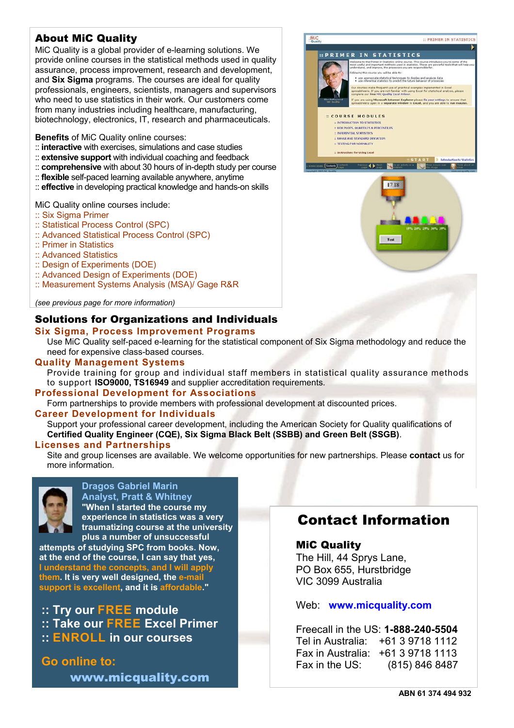## About MiC Quality

MiC Quality is a global provider of e-learning solutions. We provide online courses in the statistical methods used in quality assurance, process improvement, research and development, and **Six Sigma** programs. The courses are ideal for quality professionals, engineers, scientists, managers and supervisors who need to use statistics in their work. Our customers come from many industries including healthcare, manufacturing, biotechnology, electronics, IT, research and pharmaceuticals.

**Benefits** of MiC Quality online courses:

:: **interactive** with exercises, simulations and case studies
:: **extensive support** with individual coaching and feedback
:: **comprehensive** with about 30 hours of in-depth study per course
:: **flexible** self-paced learning available anywhere, anytime
:: **effective** in developing practical knowledge and hands-on skills

MiC Quality online courses include:

:: Six Sigma Primer
:: Statistical Process Control (SPC)
:: Advanced Statistical Process Control (SPC)
:: Primer in Statistics
:: Advanced Statistics
:: Design of Experiments (DOE)
:: Advanced Design of Experiments (DOE)
:: Measurement Systems Analysis (MSA)/ Gage R&R

*(see previous page for more information)*

## Solutions for Organizations and Individuals

### Six Sigma, Process Improvement Programs

Use MiC Quality self-paced e-learning for the statistical component of Six Sigma methodology and reduce the need for expensive class-based courses.

### Quality Management Systems

Provide training for group and individual staff members in statistical quality assurance methods to support **ISO9000, TS16949** and supplier accreditation requirements.

### Professional Development for Associations

Form partnerships to provide members with professional development at discounted prices.

### Career Development for Individuals

Support your professional career development, including the American Society for Quality qualifications of **Certified Quality Engineer (CQE), Six Sigma Black Belt (SSBB) and Green Belt (SSGB)**.

### Licenses and Partnerships

Site and group licenses are available. We welcome opportunities for new partnerships. Please **contact** us for more information.

**Dragos Gabriel Marin**
**Analyst, Pratt & Whitney**

**"When I started the course my experience in statistics was a very traumatizing course at the university plus a number of unsuccessful attempts of studying SPC from books. Now, at the end of the course, I can say that yes, I understand the concepts, and I will apply them. It is very well designed, the e-mail support is excellent, and it is affordable."**

**:: Try our FREE module**
**:: Take our FREE Excel Primer**
**:: ENROLL in our courses**

**Go online to:**
**www.micquality.com**

## Contact Information

**MiC Quality**
The Hill, 44 Sprys Lane,
PO Box 655, Hurstbridge
VIC 3099 Australia

Web: **www.micquality.com**

Freecall in the US: **1-888-240-5504**
Tel in Australia: +61 3 9718 1112
Fax in Australia: +61 3 9718 1113
Fax in the US: (815) 846 8487

**ABN 61 374 494 932**